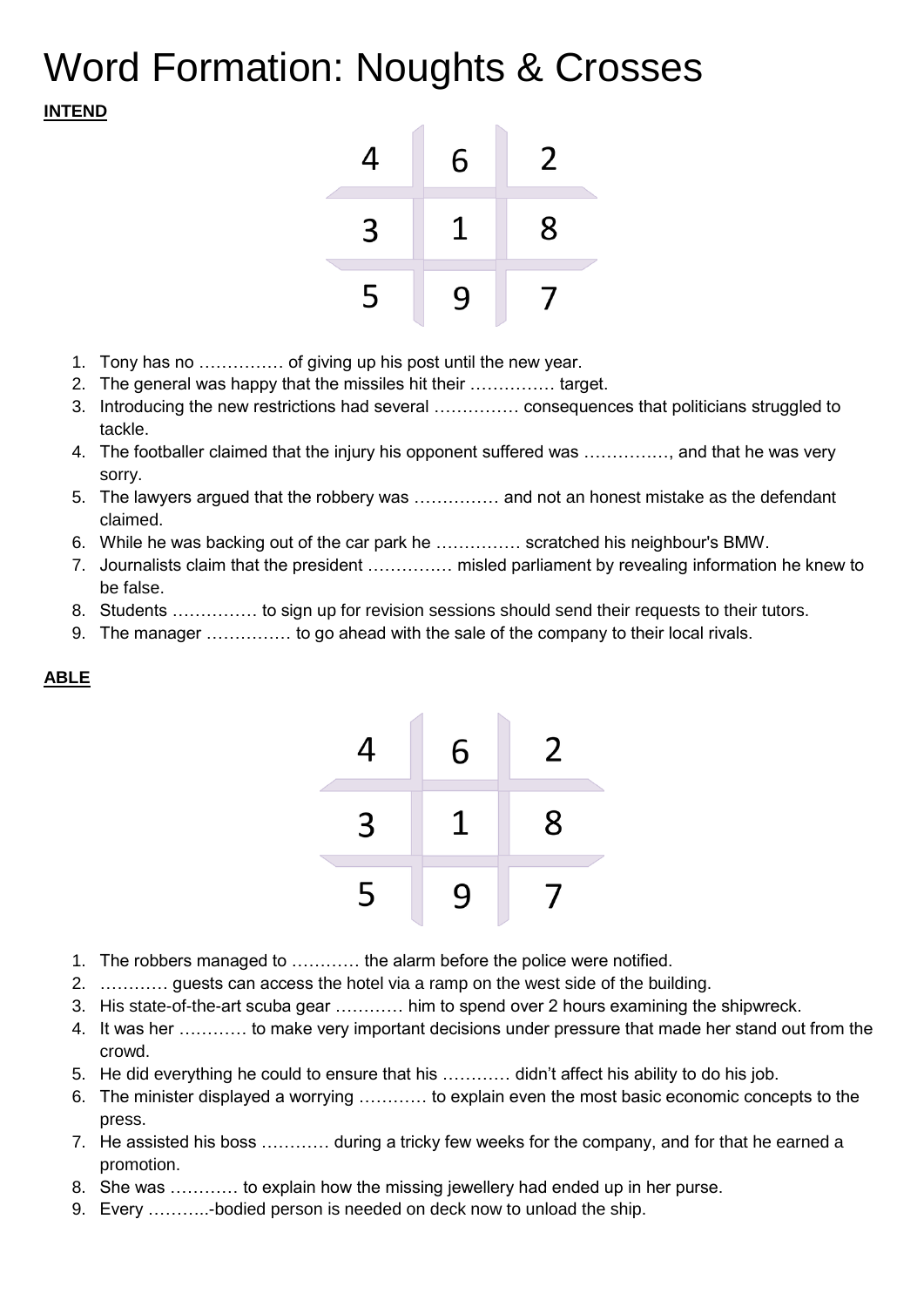# Word Formation: Noughts & Crosses

**INTEND**

| | | |
|---|---|---|
| 4 | 6 | 2 |
| 3 | 1 | 8 |
| 5 | 9 | 7 |

1. Tony has no …………… of giving up his post until the new year.
2. The general was happy that the missiles hit their …………… target.
3. Introducing the new restrictions had several …………… consequences that politicians struggled to tackle.
4. The footballer claimed that the injury his opponent suffered was ……………, and that he was very sorry.
5. The lawyers argued that the robbery was …………… and not an honest mistake as the defendant claimed.
6. While he was backing out of the car park he …………… scratched his neighbour's BMW.
7. Journalists claim that the president …………… misled parliament by revealing information he knew to be false.
8. Students …………… to sign up for revision sessions should send their requests to their tutors.
9. The manager …………… to go ahead with the sale of the company to their local rivals.

**ABLE**

| | | |
|---|---|---|
| 4 | 6 | 2 |
| 3 | 1 | 8 |
| 5 | 9 | 7 |

1. The robbers managed to ………… the alarm before the police were notified.
2. ………… guests can access the hotel via a ramp on the west side of the building.
3. His state-of-the-art scuba gear ………… him to spend over 2 hours examining the shipwreck.
4. It was her ………… to make very important decisions under pressure that made her stand out from the crowd.
5. He did everything he could to ensure that his ………… didn't affect his ability to do his job.
6. The minister displayed a worrying ………… to explain even the most basic economic concepts to the press.
7. He assisted his boss ………… during a tricky few weeks for the company, and for that he earned a promotion.
8. She was ………… to explain how the missing jewellery had ended up in her purse.
9. Every ………..-bodied person is needed on deck now to unload the ship.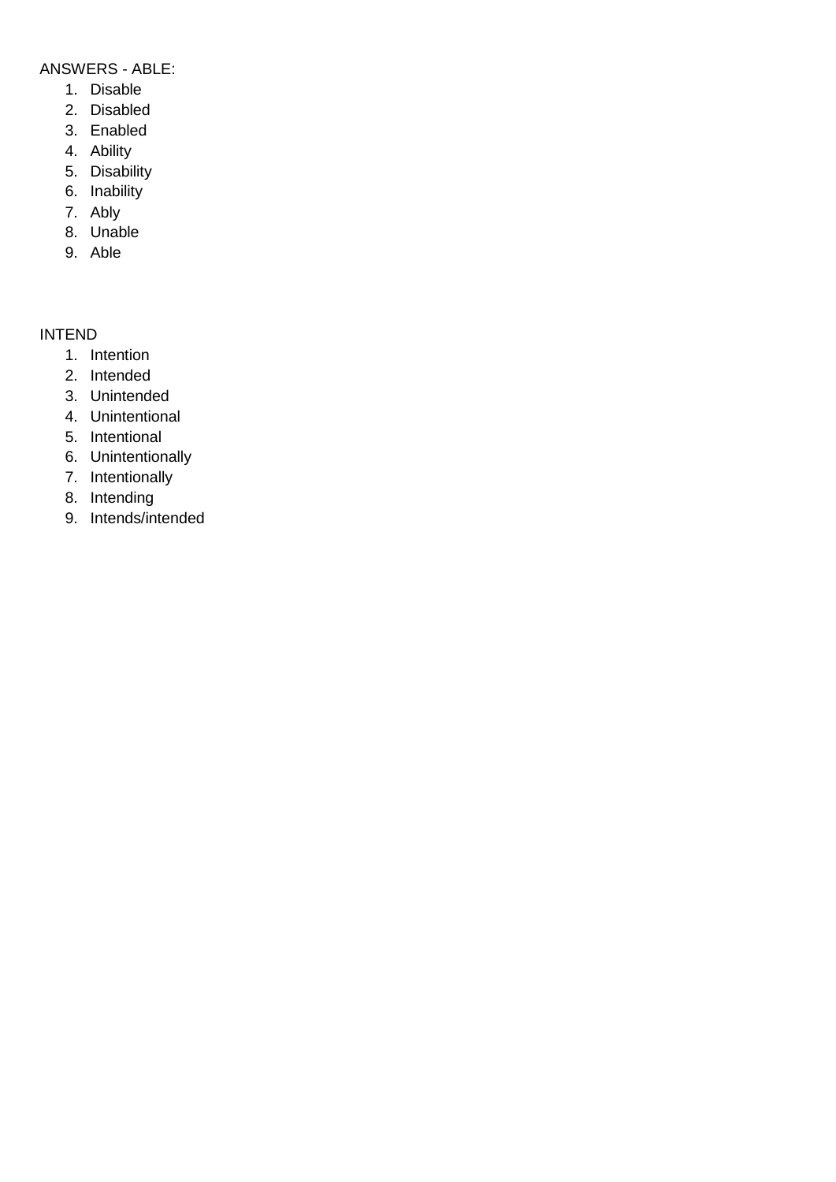ANSWERS - ABLE:

1. Disable
2. Disabled
3. Enabled
4. Ability
5. Disability
6. Inability
7. Ably
8. Unable
9. Able

INTEND

1. Intention
2. Intended
3. Unintended
4. Unintentional
5. Intentional
6. Unintentionally
7. Intentionally
8. Intending
9. Intends/intended